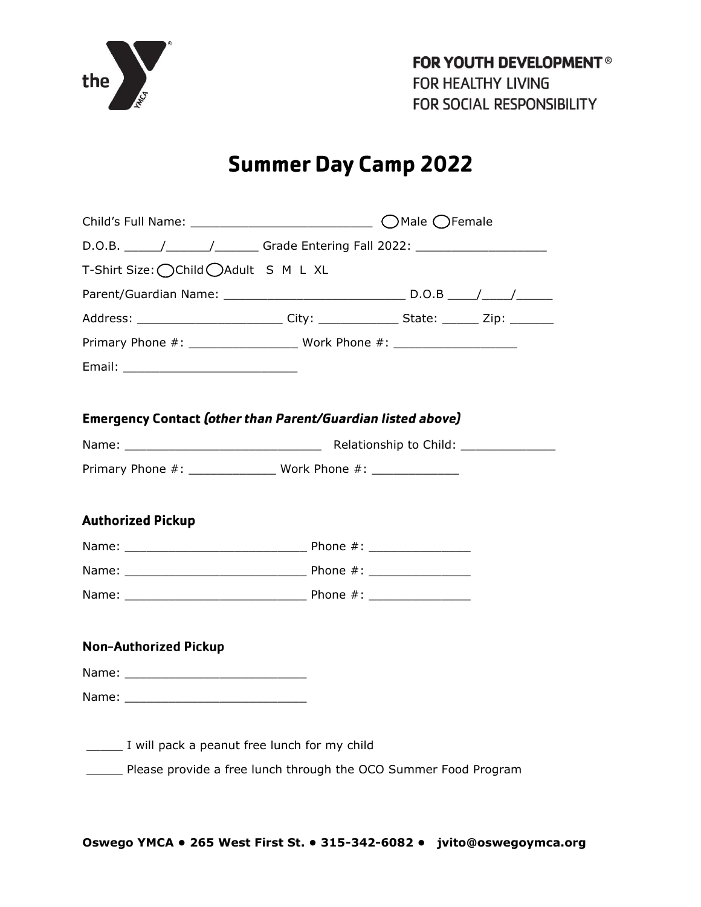FOR YOUTH DEVELOPMENT®
FOR HEALTHY LIVING
FOR SOCIAL RESPONSIBILITY

# Summer Day Camp 2022

Child's Full Name: _________________________ ◯Male ◯Female

D.O.B. _____/______/______ Grade Entering Fall 2022: __________________

T-Shirt Size: ◯Child ◯Adult S M L XL

Parent/Guardian Name: _________________________ D.O.B ____/____/_____

Address: ____________________ City: ___________ State: _____ Zip: ______

Primary Phone #: _______________ Work Phone #: _________________

Email: ________________________

### Emergency Contact *(other than Parent/Guardian listed above)*

Name: ___________________________ Relationship to Child: _____________

Primary Phone #: ____________ Work Phone #: ____________

### Authorized Pickup

Name: _________________________ Phone #: ______________

Name: _________________________ Phone #: ______________

Name: _________________________ Phone #: ______________

### Non-Authorized Pickup

Name: _________________________

Name: _________________________

_____ I will pack a peanut free lunch for my child

_____ Please provide a free lunch through the OCO Summer Food Program

**Oswego YMCA • 265 West First St. • 315-342-6082 • jvito@oswegoymca.org**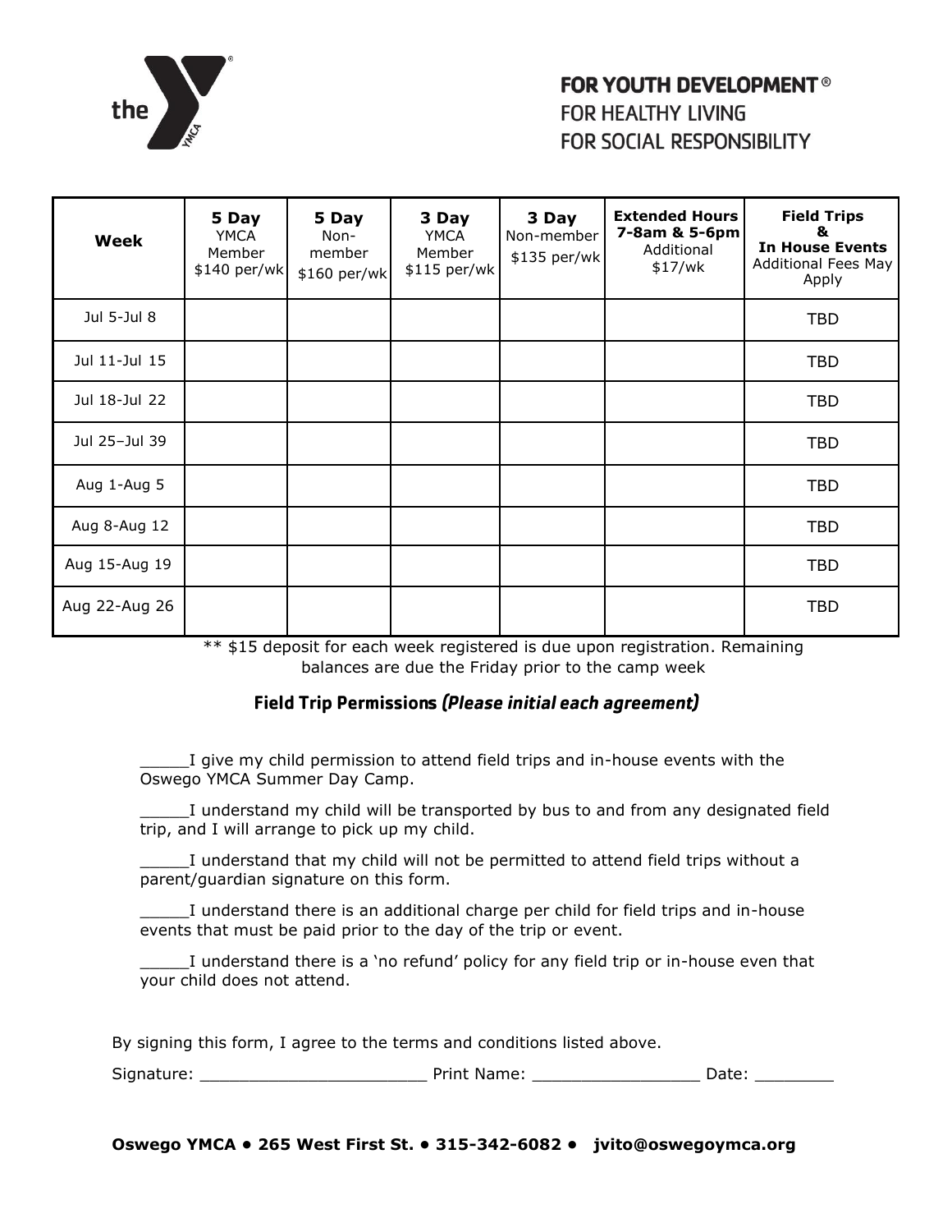**FOR YOUTH DEVELOPMENT®**
FOR HEALTHY LIVING
FOR SOCIAL RESPONSIBILITY

| Week | **5 Day** YMCA Member $140 per/wk | **5 Day** Non-member $160 per/wk | **3 Day** YMCA Member $115 per/wk | **3 Day** Non-member $135 per/wk | **Extended Hours 7-8am & 5-6pm** Additional $17/wk | **Field Trips & In House Events** Additional Fees May Apply |
|---|---|---|---|---|---|---|
| Jul 5-Jul 8 | | | | | | TBD |
| Jul 11-Jul 15 | | | | | | TBD |
| Jul 18-Jul 22 | | | | | | TBD |
| Jul 25–Jul 39 | | | | | | TBD |
| Aug 1-Aug 5 | | | | | | TBD |
| Aug 8-Aug 12 | | | | | | TBD |
| Aug 15-Aug 19 | | | | | | TBD |
| Aug 22-Aug 26 | | | | | | TBD |

** $15 deposit for each week registered is due upon registration. Remaining balances are due the Friday prior to the camp week

### Field Trip Permissions *(Please initial each agreement)*

_____I give my child permission to attend field trips and in-house events with the Oswego YMCA Summer Day Camp.

_____I understand my child will be transported by bus to and from any designated field trip, and I will arrange to pick up my child.

_____I understand that my child will not be permitted to attend field trips without a parent/guardian signature on this form.

_____I understand there is an additional charge per child for field trips and in-house events that must be paid prior to the day of the trip or event.

_____I understand there is a 'no refund' policy for any field trip or in-house even that your child does not attend.

By signing this form, I agree to the terms and conditions listed above.

Signature: _______________________ Print Name: _________________ Date: ________

**Oswego YMCA • 265 West First St. • 315-342-6082 • jvito@oswegoymca.org**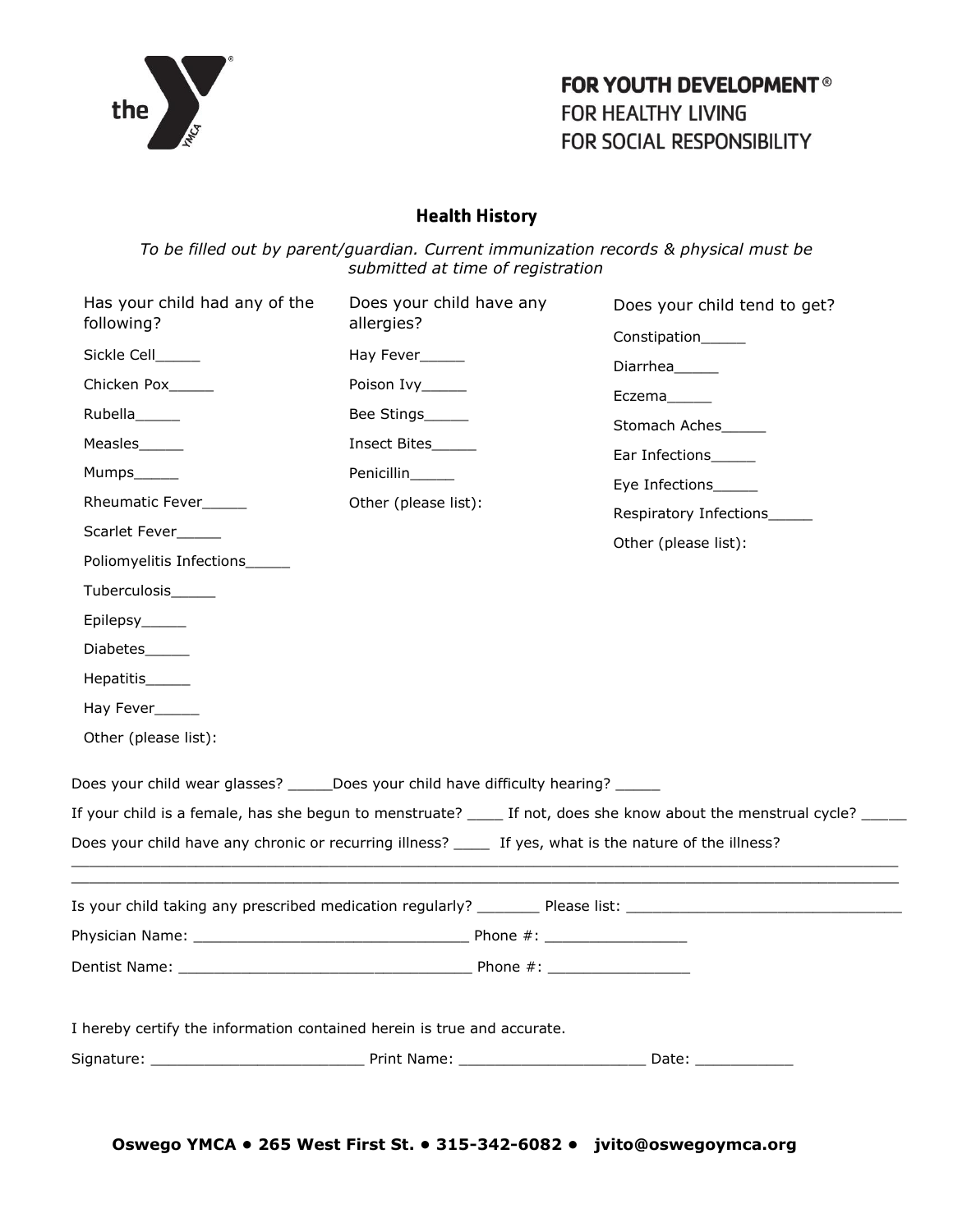the YMCA

**FOR YOUTH DEVELOPMENT®**
FOR HEALTHY LIVING
FOR SOCIAL RESPONSIBILITY

## Health History

*To be filled out by parent/guardian. Current immunization records & physical must be submitted at time of registration*

Has your child had any of the following?

- Sickle Cell_____
- Chicken Pox_____
- Rubella_____
- Measles_____
- Mumps_____
- Rheumatic Fever_____
- Scarlet Fever_____
- Poliomyelitis Infections_____
- Tuberculosis_____
- Epilepsy_____
- Diabetes_____
- Hepatitis_____
- Hay Fever_____
- Other (please list):

Does your child have any allergies?

- Hay Fever_____
- Poison Ivy_____
- Bee Stings_____
- Insect Bites_____
- Penicillin_____
- Other (please list):

Does your child tend to get?

- Constipation_____
- Diarrhea_____
- Eczema_____
- Stomach Aches_____
- Ear Infections_____
- Eye Infections_____
- Respiratory Infections_____
- Other (please list):

Does your child wear glasses? _____Does your child have difficulty hearing? _____

If your child is a female, has she begun to menstruate? ____ If not, does she know about the menstrual cycle? _____

Does your child have any chronic or recurring illness? ____ If yes, what is the nature of the illness?

_______________________________________________________________________________________________

_______________________________________________________________________________________________

Is your child taking any prescribed medication regularly? _______ Please list: _______________________________

Physician Name: _______________________________ Phone #: ________________

Dentist Name: _________________________________ Phone #: ________________

I hereby certify the information contained herein is true and accurate.

Signature: ________________________ Print Name: _____________________ Date: ___________

**Oswego YMCA • 265 West First St. • 315-342-6082 • jvito@oswegoymca.org**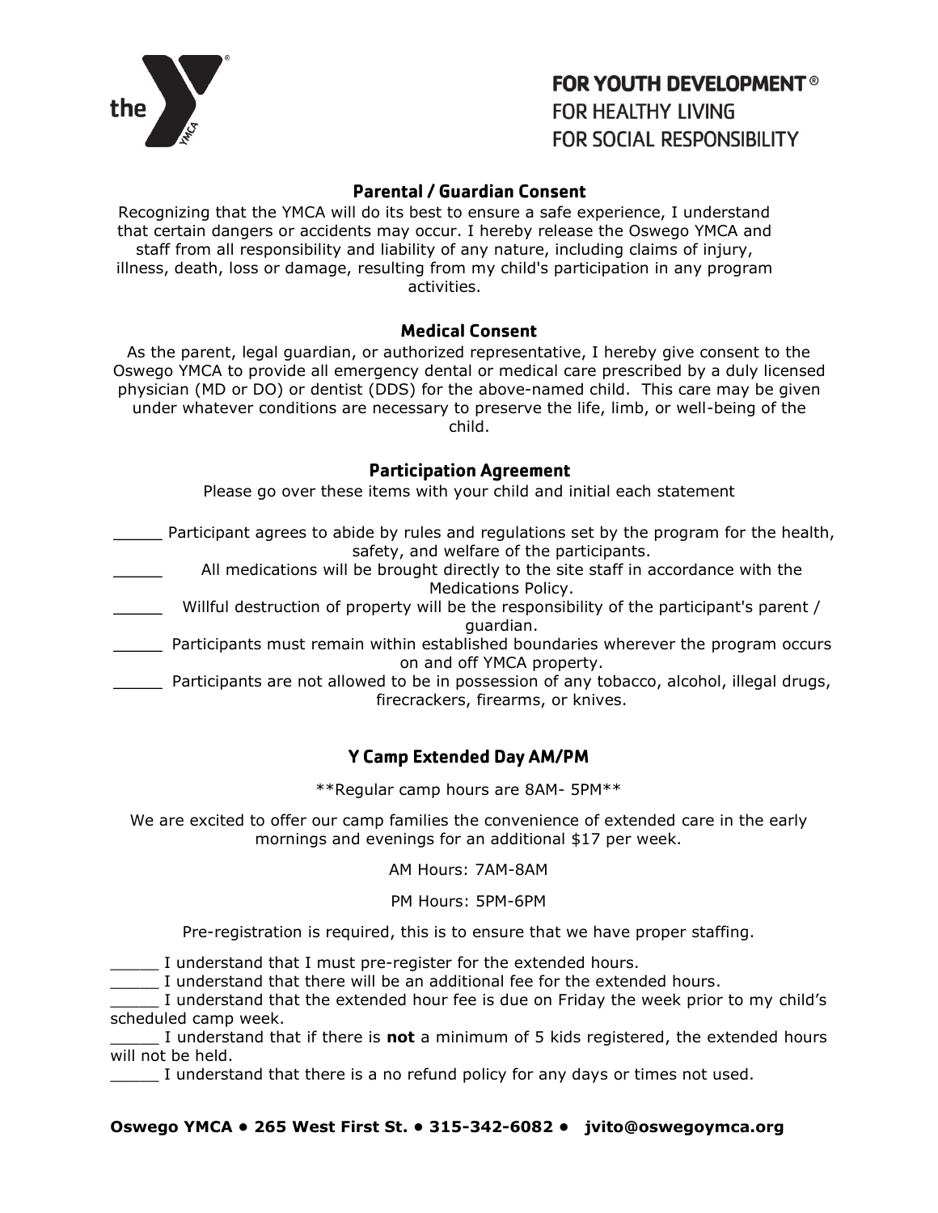**FOR YOUTH DEVELOPMENT®**
FOR HEALTHY LIVING
FOR SOCIAL RESPONSIBILITY

## Parental / Guardian Consent

Recognizing that the YMCA will do its best to ensure a safe experience, I understand that certain dangers or accidents may occur. I hereby release the Oswego YMCA and staff from all responsibility and liability of any nature, including claims of injury, illness, death, loss or damage, resulting from my child's participation in any program activities.

## Medical Consent

As the parent, legal guardian, or authorized representative, I hereby give consent to the Oswego YMCA to provide all emergency dental or medical care prescribed by a duly licensed physician (MD or DO) or dentist (DDS) for the above-named child. This care may be given under whatever conditions are necessary to preserve the life, limb, or well-being of the child.

## Participation Agreement

Please go over these items with your child and initial each statement

_____ Participant agrees to abide by rules and regulations set by the program for the health, safety, and welfare of the participants.

_____ All medications will be brought directly to the site staff in accordance with the Medications Policy.

_____ Willful destruction of property will be the responsibility of the participant's parent / guardian.

_____ Participants must remain within established boundaries wherever the program occurs on and off YMCA property.

_____ Participants are not allowed to be in possession of any tobacco, alcohol, illegal drugs, firecrackers, firearms, or knives.

## Y Camp Extended Day AM/PM

**Regular camp hours are 8AM- 5PM**

We are excited to offer our camp families the convenience of extended care in the early mornings and evenings for an additional $17 per week.

AM Hours: 7AM-8AM

PM Hours: 5PM-6PM

Pre-registration is required, this is to ensure that we have proper staffing.

_____ I understand that I must pre-register for the extended hours.

_____ I understand that there will be an additional fee for the extended hours.

_____ I understand that the extended hour fee is due on Friday the week prior to my child's scheduled camp week.

_____ I understand that if there is **not** a minimum of 5 kids registered, the extended hours will not be held.

_____ I understand that there is a no refund policy for any days or times not used.

**Oswego YMCA • 265 West First St. • 315-342-6082 • jvito@oswegoymca.org**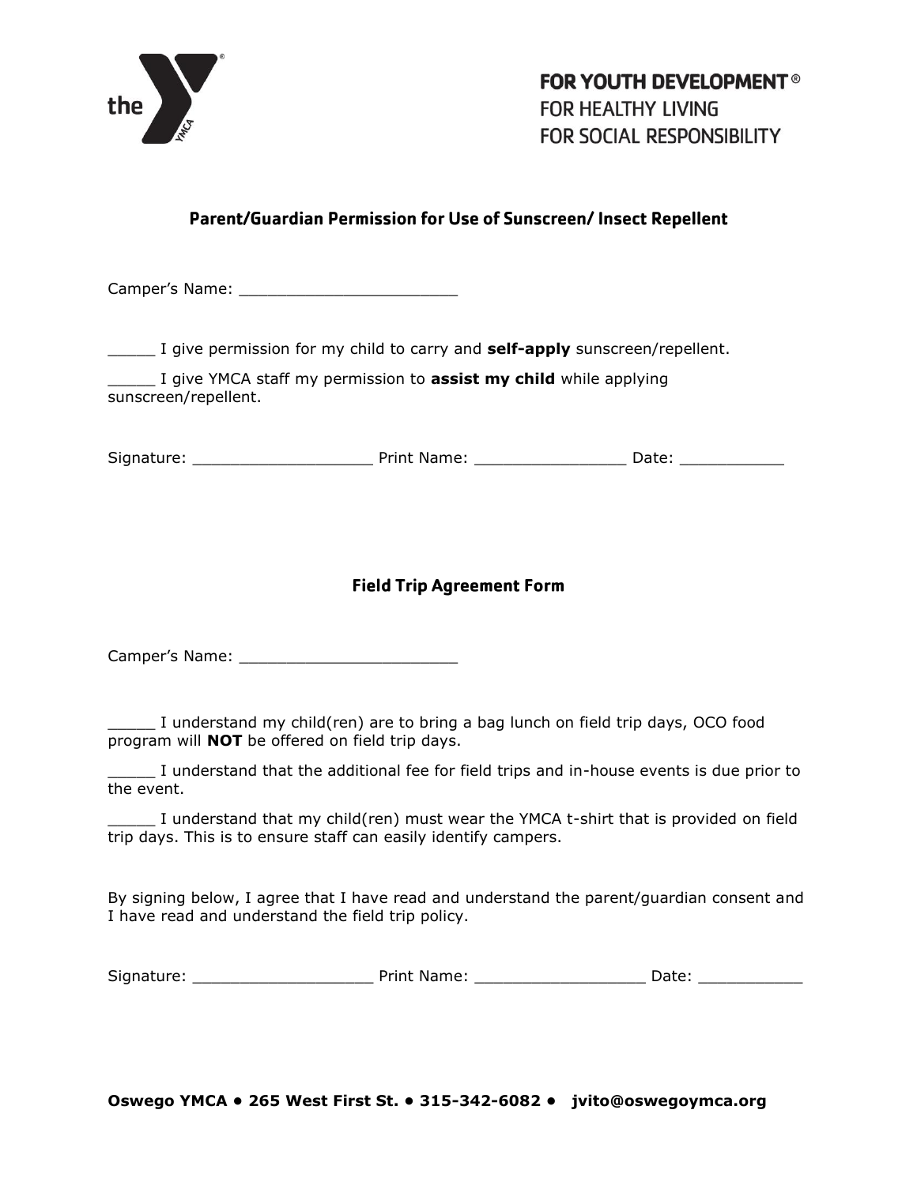FOR YOUTH DEVELOPMENT®
FOR HEALTHY LIVING
FOR SOCIAL RESPONSIBILITY

## Parent/Guardian Permission for Use of Sunscreen/ Insect Repellent

Camper's Name: ______________________

_____ I give permission for my child to carry and **self-apply** sunscreen/repellent.

_____ I give YMCA staff my permission to **assist my child** while applying sunscreen/repellent.

Signature: __________________ Print Name: _______________ Date: __________

## Field Trip Agreement Form

Camper's Name: ______________________

_____ I understand my child(ren) are to bring a bag lunch on field trip days, OCO food program will **NOT** be offered on field trip days.

_____ I understand that the additional fee for field trips and in-house events is due prior to the event.

_____ I understand that my child(ren) must wear the YMCA t-shirt that is provided on field trip days. This is to ensure staff can easily identify campers.

By signing below, I agree that I have read and understand the parent/guardian consent and I have read and understand the field trip policy.

Signature: __________________ Print Name: _________________ Date: __________

**Oswego YMCA • 265 West First St. • 315-342-6082 • jvito@oswegoymca.org**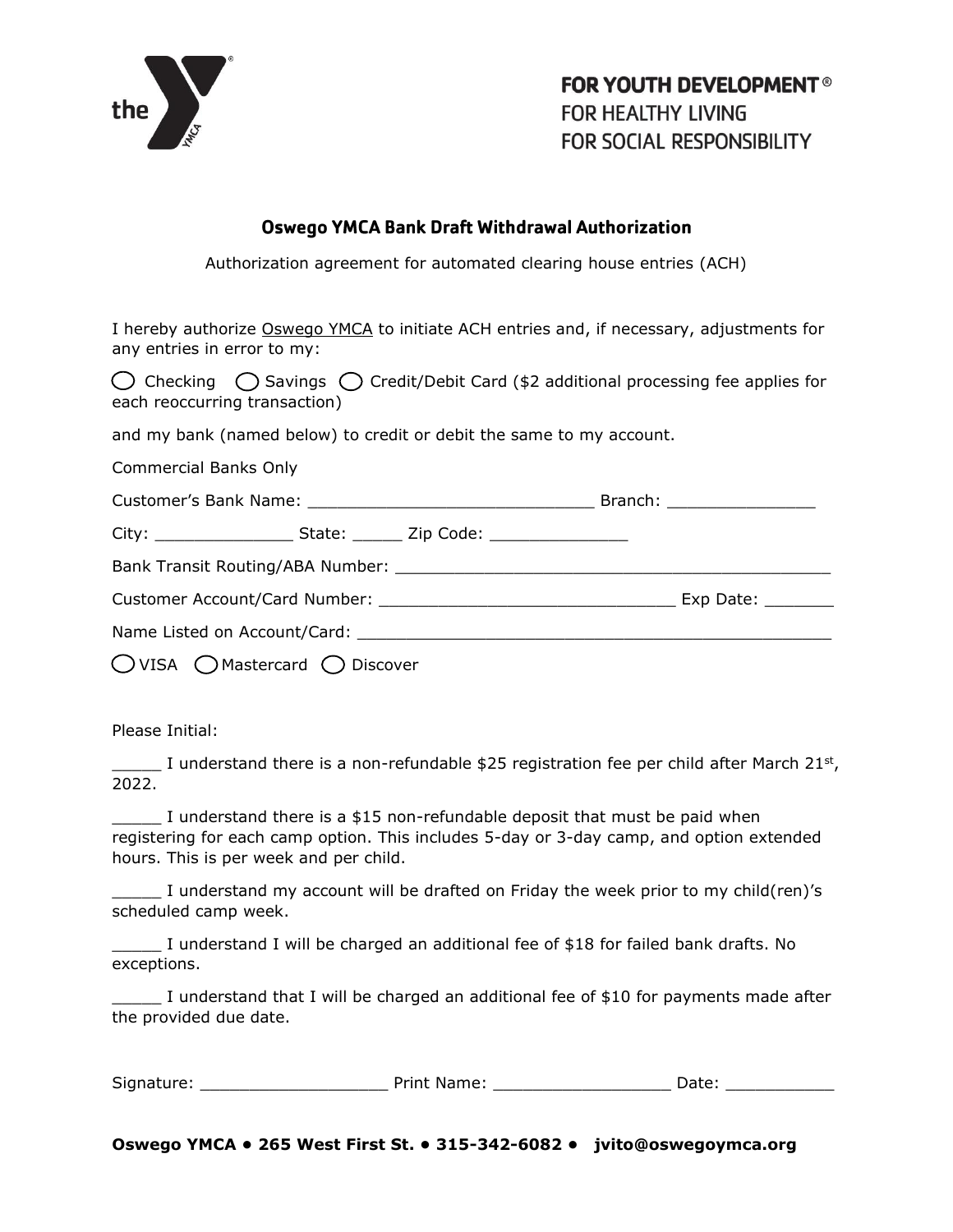FOR YOUTH DEVELOPMENT®
FOR HEALTHY LIVING
FOR SOCIAL RESPONSIBILITY

## Oswego YMCA Bank Draft Withdrawal Authorization

Authorization agreement for automated clearing house entries (ACH)

I hereby authorize Oswego YMCA to initiate ACH entries and, if necessary, adjustments for any entries in error to my:

◯ Checking ◯ Savings ◯ Credit/Debit Card ($2 additional processing fee applies for each reoccurring transaction)

and my bank (named below) to credit or debit the same to my account.

Commercial Banks Only

Customer's Bank Name: ____________________________ Branch: _______________

City: ______________ State: _____ Zip Code: ______________

Bank Transit Routing/ABA Number: _____________________________________________

Customer Account/Card Number: _____________________________ Exp Date: _______

Name Listed on Account/Card: _________________________________________________

◯ VISA ◯ Mastercard ◯ Discover

Please Initial:

_____ I understand there is a non-refundable $25 registration fee per child after March 21st, 2022.

_____ I understand there is a $15 non-refundable deposit that must be paid when registering for each camp option. This includes 5-day or 3-day camp, and option extended hours. This is per week and per child.

_____ I understand my account will be drafted on Friday the week prior to my child(ren)'s scheduled camp week.

_____ I understand I will be charged an additional fee of $18 for failed bank drafts. No exceptions.

_____ I understand that I will be charged an additional fee of $10 for payments made after the provided due date.

Signature: __________________ Print Name: _________________ Date: ___________

**Oswego YMCA • 265 West First St. • 315-342-6082 • jvito@oswegoymca.org**